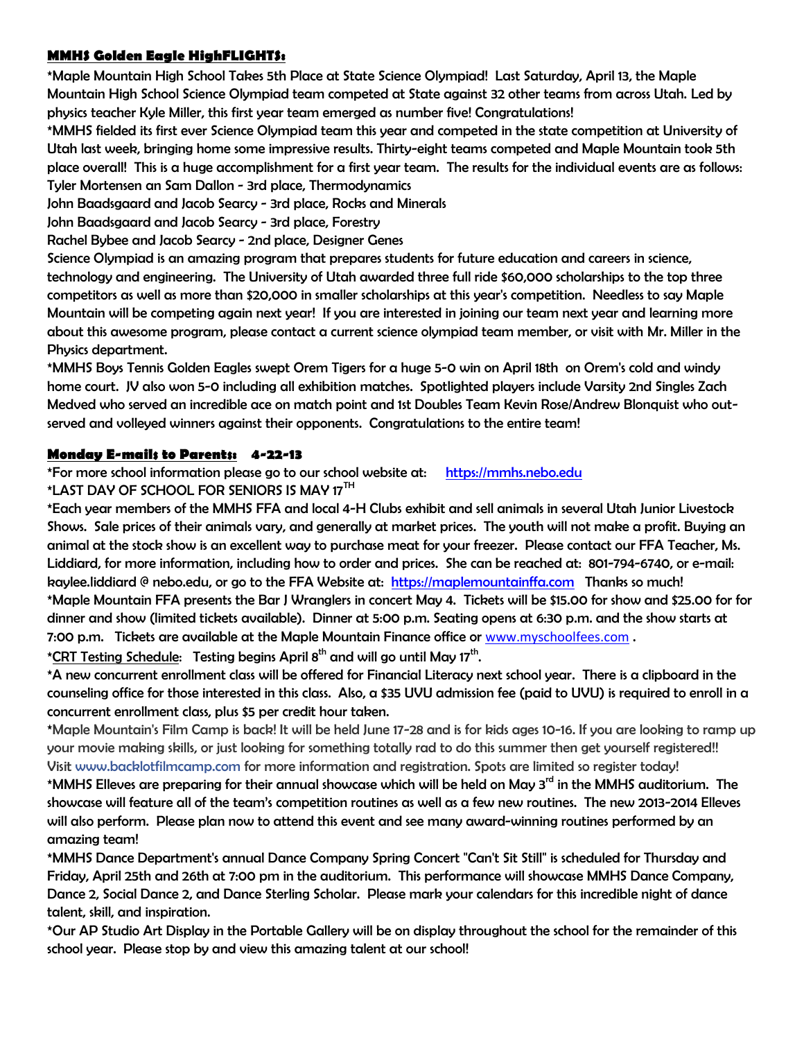## MMHS Golden Eagle HighFLIGHTS:

*Maple Mountain High School Takes 5th Place at State Science Olympiad! Last Saturday, April 13, the Maple Mountain High School Science Olympiad team competed at State against 32 other teams from across Utah. Led by physics teacher Kyle Miller, this first year team emerged as number five! Congratulations!

*MMHS fielded its first ever Science Olympiad team this year and competed in the state competition at University of Utah last week, bringing home some impressive results. Thirty-eight teams competed and Maple Mountain took 5th place overall! This is a huge accomplishment for a first year team. The results for the individual events are as follows:

Tyler Mortensen an Sam Dallon - 3rd place, Thermodynamics

John Baadsgaard and Jacob Searcy - 3rd place, Rocks and Minerals

John Baadsgaard and Jacob Searcy - 3rd place, Forestry

Rachel Bybee and Jacob Searcy - 2nd place, Designer Genes

Science Olympiad is an amazing program that prepares students for future education and careers in science, technology and engineering. The University of Utah awarded three full ride $60,000 scholarships to the top three competitors as well as more than $20,000 in smaller scholarships at this year's competition. Needless to say Maple Mountain will be competing again next year! If you are interested in joining our team next year and learning more about this awesome program, please contact a current science olympiad team member, or visit with Mr. Miller in the Physics department.

*MMHS Boys Tennis Golden Eagles swept Orem Tigers for a huge 5-0 win on April 18th on Orem's cold and windy home court. JV also won 5-0 including all exhibition matches. Spotlighted players include Varsity 2nd Singles Zach Medved who served an incredible ace on match point and 1st Doubles Team Kevin Rose/Andrew Blonquist who out-served and volleyed winners against their opponents. Congratulations to the entire team!

## Monday E-mails to Parents: 4-22-13

*For more school information please go to our school website at: https://mmhs.nebo.edu

*LAST DAY OF SCHOOL FOR SENIORS IS MAY 17TH

*Each year members of the MMHS FFA and local 4-H Clubs exhibit and sell animals in several Utah Junior Livestock Shows. Sale prices of their animals vary, and generally at market prices. The youth will not make a profit. Buying an animal at the stock show is an excellent way to purchase meat for your freezer. Please contact our FFA Teacher, Ms. Liddiard, for more information, including how to order and prices. She can be reached at: 801-794-6740, or e-mail: kaylee.liddiard @ nebo.edu, or go to the FFA Website at: https://maplemountainffa.com Thanks so much!

*Maple Mountain FFA presents the Bar J Wranglers in concert May 4. Tickets will be $15.00 for show and $25.00 for for dinner and show (limited tickets available). Dinner at 5:00 p.m. Seating opens at 6:30 p.m. and the show starts at 7:00 p.m. Tickets are available at the Maple Mountain Finance office or www.myschoolfees.com .

*CRT Testing Schedule: Testing begins April 8th and will go until May 17th.

*A new concurrent enrollment class will be offered for Financial Literacy next school year. There is a clipboard in the counseling office for those interested in this class. Also, a $35 UVU admission fee (paid to UVU) is required to enroll in a concurrent enrollment class, plus $5 per credit hour taken.

*Maple Mountain's Film Camp is back! It will be held June 17-28 and is for kids ages 10-16. If you are looking to ramp up your movie making skills, or just looking for something totally rad to do this summer then get yourself registered!! Visit www.backlotfilmcamp.com for more information and registration. Spots are limited so register today!

*MMHS Elleves are preparing for their annual showcase which will be held on May 3rd in the MMHS auditorium. The showcase will feature all of the team's competition routines as well as a few new routines. The new 2013-2014 Elleves will also perform. Please plan now to attend this event and see many award-winning routines performed by an amazing team!

*MMHS Dance Department's annual Dance Company Spring Concert "Can't Sit Still" is scheduled for Thursday and Friday, April 25th and 26th at 7:00 pm in the auditorium. This performance will showcase MMHS Dance Company, Dance 2, Social Dance 2, and Dance Sterling Scholar. Please mark your calendars for this incredible night of dance talent, skill, and inspiration.

*Our AP Studio Art Display in the Portable Gallery will be on display throughout the school for the remainder of this school year. Please stop by and view this amazing talent at our school!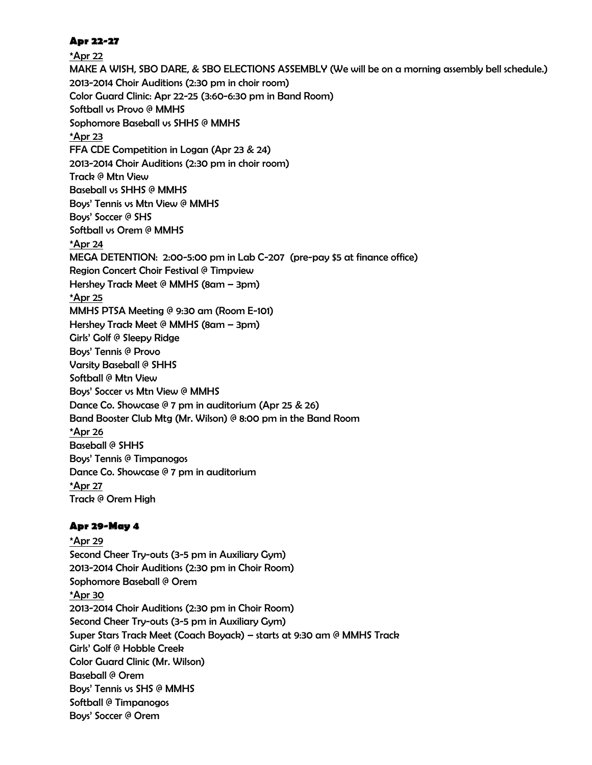### Apr 22-27

*Apr 22
MAKE A WISH, SBO DARE, & SBO ELECTIONS ASSEMBLY (We will be on a morning assembly bell schedule.)
2013-2014 Choir Auditions (2:30 pm in choir room)
Color Guard Clinic: Apr 22-25 (3:60-6:30 pm in Band Room)
Softball vs Provo @ MMHS
Sophomore Baseball vs SHHS @ MMHS

*Apr 23
FFA CDE Competition in Logan (Apr 23 & 24)
2013-2014 Choir Auditions (2:30 pm in choir room)
Track @ Mtn View
Baseball vs SHHS @ MMHS
Boys' Tennis vs Mtn View @ MMHS
Boys' Soccer @ SHS
Softball vs Orem @ MMHS

*Apr 24
MEGA DETENTION: 2:00-5:00 pm in Lab C-207 (pre-pay $5 at finance office)
Region Concert Choir Festival @ Timpview
Hershey Track Meet @ MMHS (8am – 3pm)

*Apr 25
MMHS PTSA Meeting @ 9:30 am (Room E-101)
Hershey Track Meet @ MMHS (8am – 3pm)
Girls' Golf @ Sleepy Ridge
Boys' Tennis @ Provo
Varsity Baseball @ SHHS
Softball @ Mtn View
Boys' Soccer vs Mtn View @ MMHS
Dance Co. Showcase @ 7 pm in auditorium (Apr 25 & 26)
Band Booster Club Mtg (Mr. Wilson) @ 8:00 pm in the Band Room

*Apr 26
Baseball @ SHHS
Boys' Tennis @ Timpanogos
Dance Co. Showcase @ 7 pm in auditorium

*Apr 27
Track @ Orem High

### Apr 29-May 4

*Apr 29
Second Cheer Try-outs (3-5 pm in Auxiliary Gym)
2013-2014 Choir Auditions (2:30 pm in Choir Room)
Sophomore Baseball @ Orem

*Apr 30
2013-2014 Choir Auditions (2:30 pm in Choir Room)
Second Cheer Try-outs (3-5 pm in Auxiliary Gym)
Super Stars Track Meet (Coach Boyack) – starts at 9:30 am @ MMHS Track
Girls' Golf @ Hobble Creek
Color Guard Clinic (Mr. Wilson)
Baseball @ Orem
Boys' Tennis vs SHS @ MMHS
Softball @ Timpanogos
Boys' Soccer @ Orem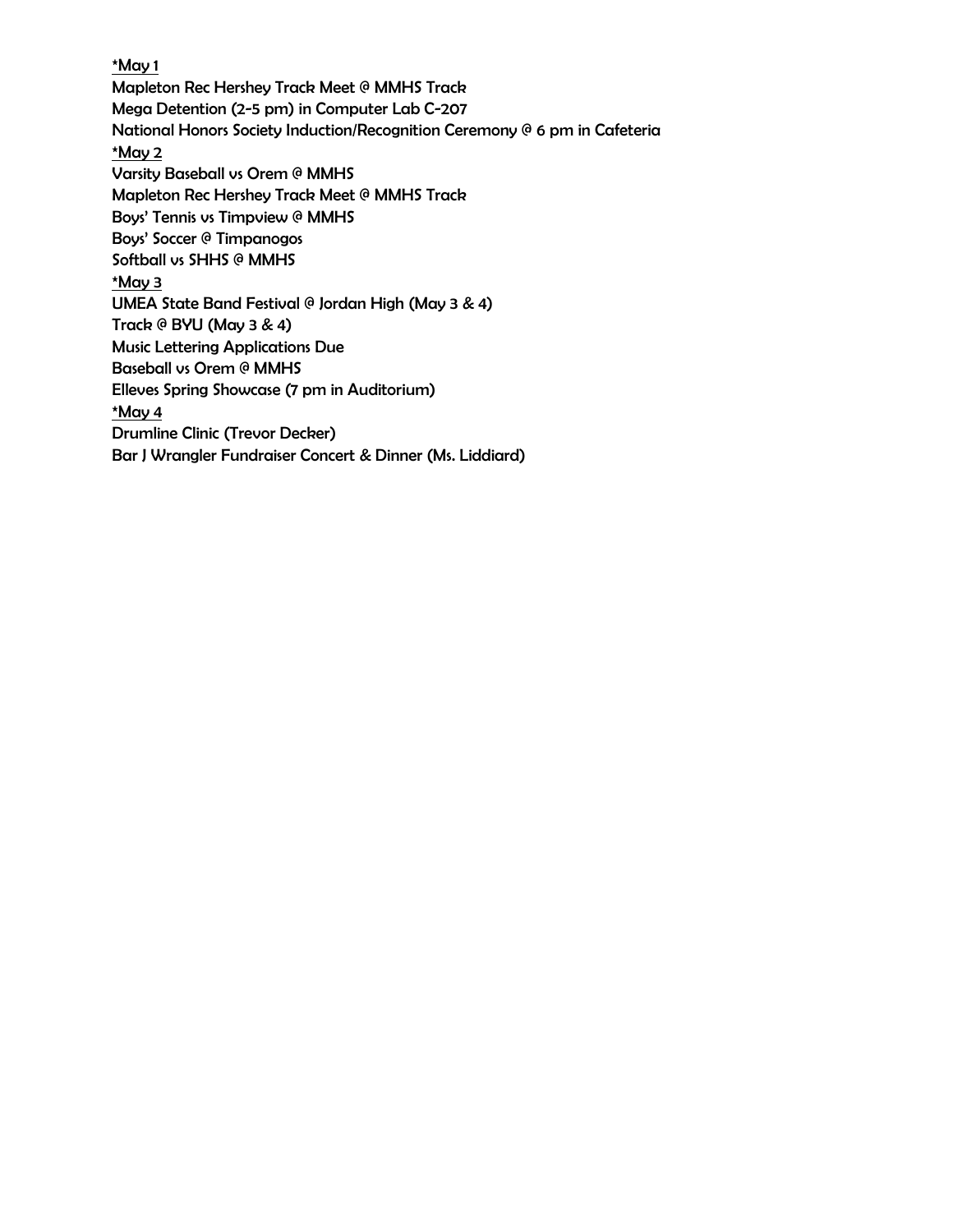<u>*May 1</u>

Mapleton Rec Hershey Track Meet @ MMHS Track

Mega Detention (2-5 pm) in Computer Lab C-207

National Honors Society Induction/Recognition Ceremony @ 6 pm in Cafeteria

<u>*May 2</u>

Varsity Baseball vs Orem @ MMHS

Mapleton Rec Hershey Track Meet @ MMHS Track

Boys' Tennis vs Timpview @ MMHS

Boys' Soccer @ Timpanogos

Softball vs SHHS @ MMHS

<u>*May 3</u>

UMEA State Band Festival @ Jordan High (May 3 & 4)

Track @ BYU (May 3 & 4)

Music Lettering Applications Due

Baseball vs Orem @ MMHS

Elleves Spring Showcase (7 pm in Auditorium)

<u>*May 4</u>

Drumline Clinic (Trevor Decker)

Bar J Wrangler Fundraiser Concert & Dinner (Ms. Liddiard)